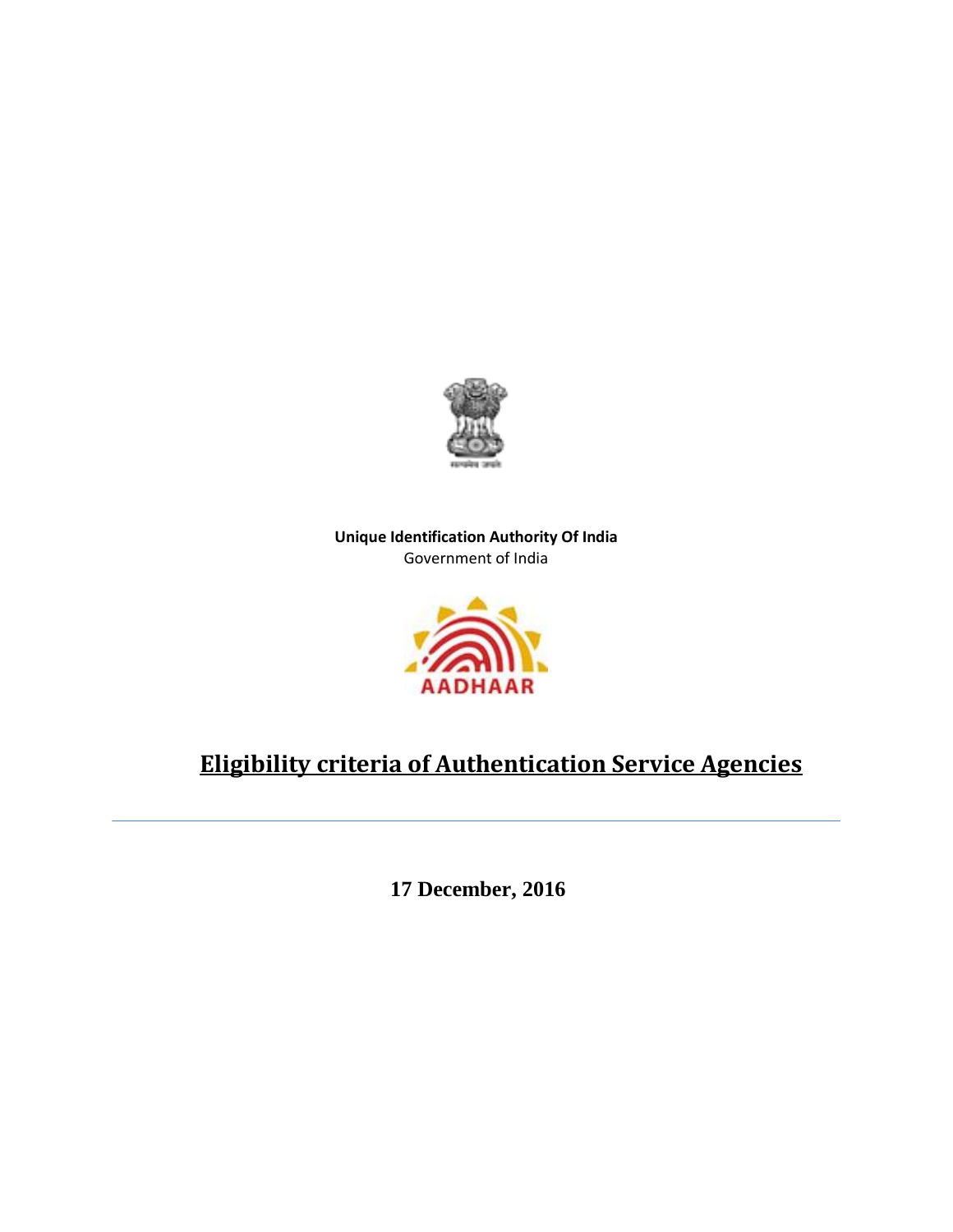**Unique Identification Authority Of India**

Government of India

AADHAAR

# Eligibility criteria of Authentication Service Agencies

---

**17 December, 2016**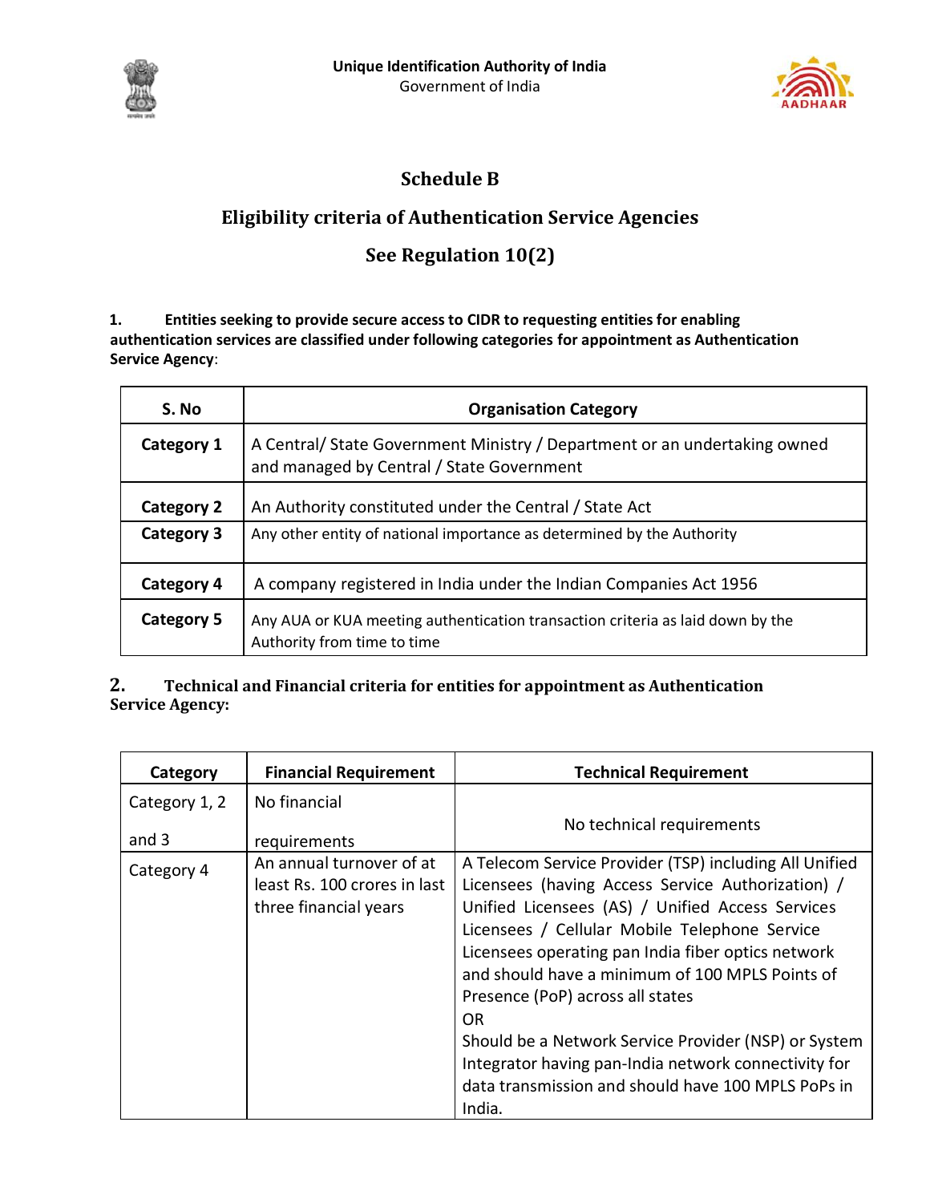**Unique Identification Authority of India**
Government of India

# Schedule B

## Eligibility criteria of Authentication Service Agencies

## See Regulation 10(2)

**1. Entities seeking to provide secure access to CIDR to requesting entities for enabling authentication services are classified under following categories for appointment as Authentication Service Agency**:

| S. No | Organisation Category |
|---|---|
| **Category 1** | A Central/ State Government Ministry / Department or an undertaking owned and managed by Central / State Government |
| **Category 2** | An Authority constituted under the Central / State Act |
| **Category 3** | Any other entity of national importance as determined by the Authority |
| **Category 4** | A company registered in India under the Indian Companies Act 1956 |
| **Category 5** | Any AUA or KUA meeting authentication transaction criteria as laid down by the Authority from time to time |

**2. Technical and Financial criteria for entities for appointment as Authentication Service Agency:**

| Category | Financial Requirement | Technical Requirement |
|---|---|---|
| Category 1, 2 and 3 | No financial requirements | No technical requirements |
| Category 4 | An annual turnover of at least Rs. 100 crores in last three financial years | A Telecom Service Provider (TSP) including All Unified Licensees (having Access Service Authorization) / Unified Licensees (AS) / Unified Access Services Licensees / Cellular Mobile Telephone Service Licensees operating pan India fiber optics network and should have a minimum of 100 MPLS Points of Presence (PoP) across all states<br>OR<br>Should be a Network Service Provider (NSP) or System Integrator having pan-India network connectivity for data transmission and should have 100 MPLS PoPs in India. |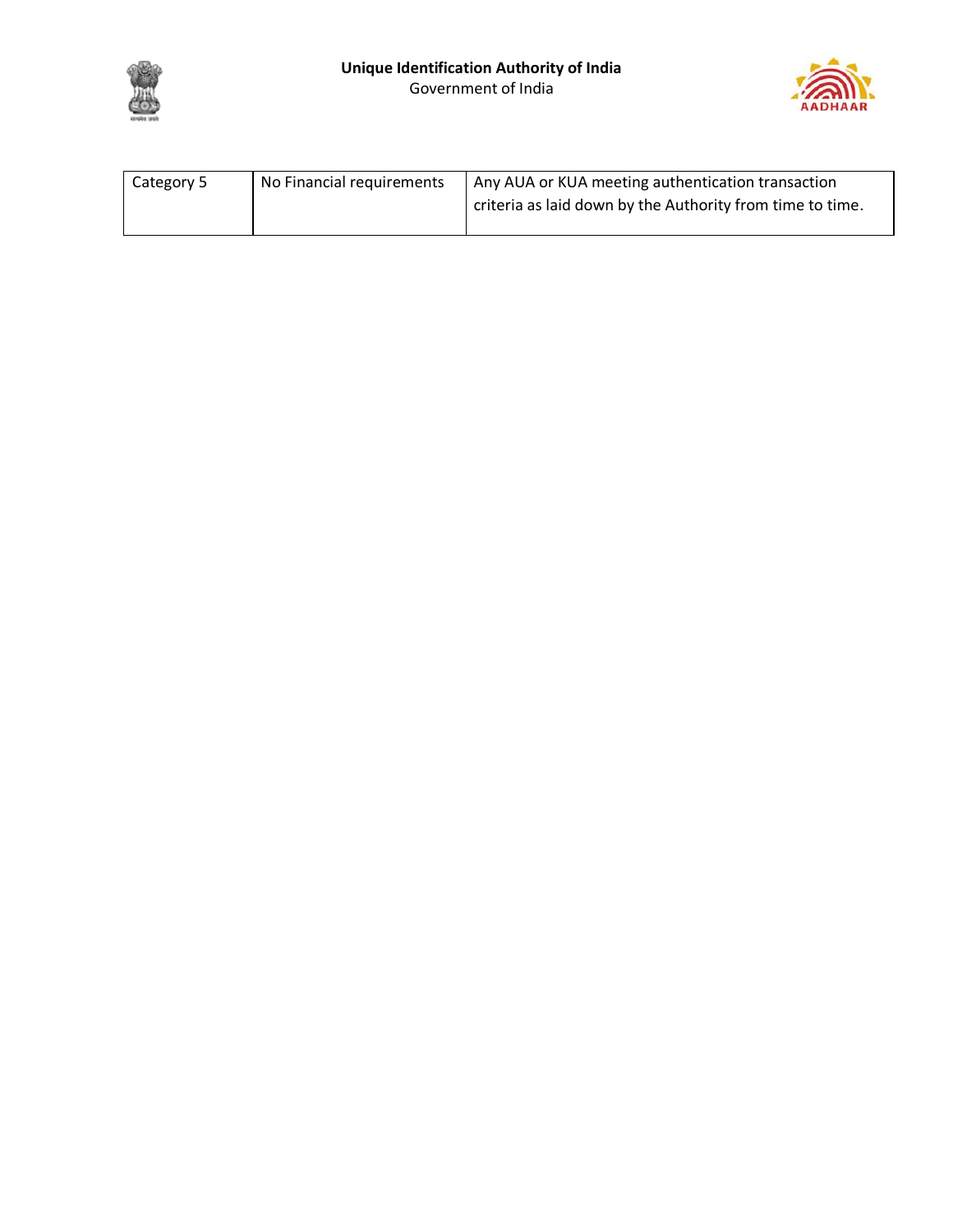| | | |
|---|---|---|
| Category 5 | No Financial requirements | Any AUA or KUA meeting authentication transaction criteria as laid down by the Authority from time to time. |